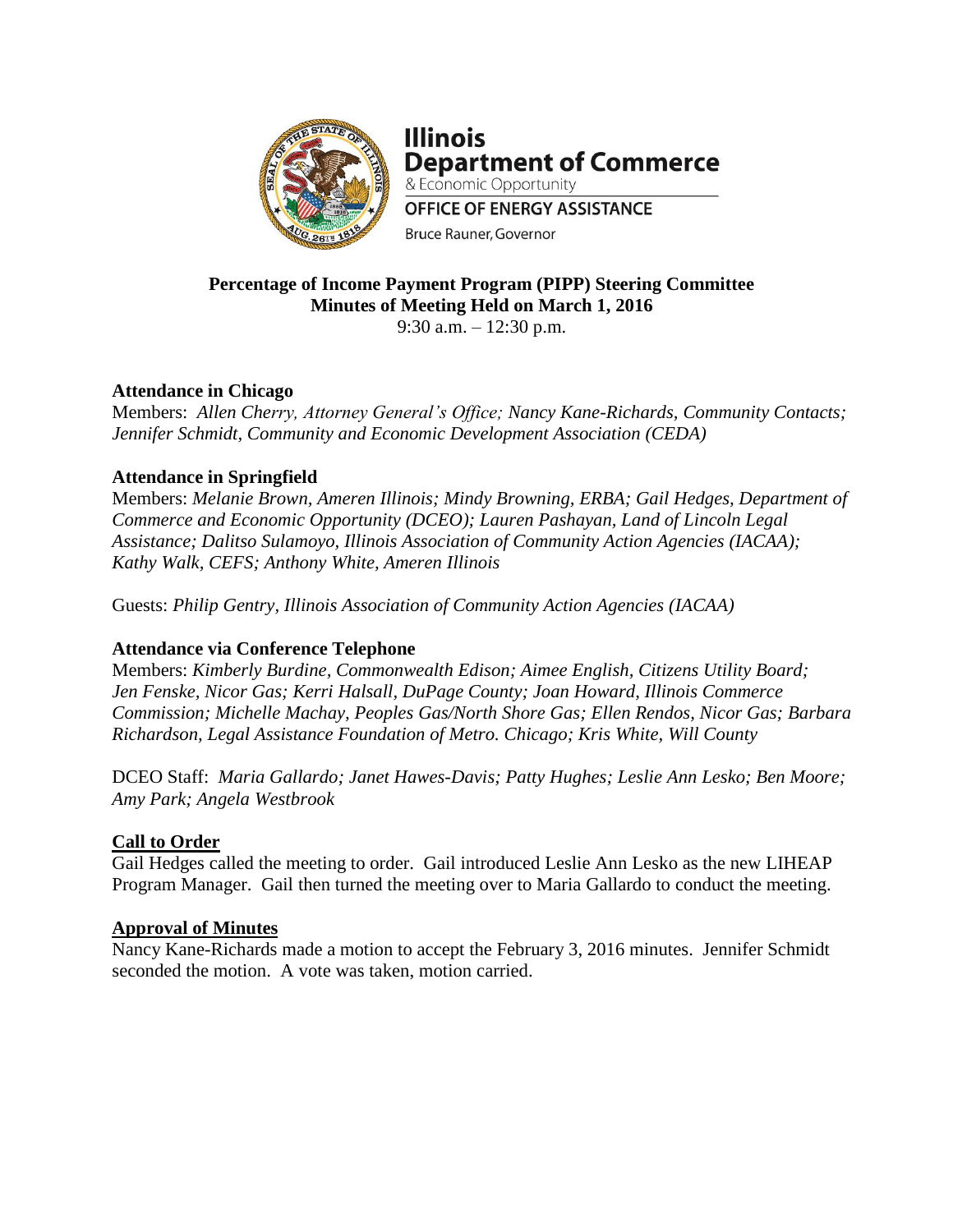**Illinois Department of Commerce**
& Economic Opportunity

**OFFICE OF ENERGY ASSISTANCE**

Bruce Rauner, Governor

**Percentage of Income Payment Program (PIPP) Steering Committee**
**Minutes of Meeting Held on March 1, 2016**
9:30 a.m. – 12:30 p.m.

**Attendance in Chicago**

Members: *Allen Cherry, Attorney General's Office; Nancy Kane-Richards, Community Contacts; Jennifer Schmidt, Community and Economic Development Association (CEDA)*

**Attendance in Springfield**

Members: *Melanie Brown, Ameren Illinois; Mindy Browning, ERBA; Gail Hedges, Department of Commerce and Economic Opportunity (DCEO); Lauren Pashayan, Land of Lincoln Legal Assistance; Dalitso Sulamoyo, Illinois Association of Community Action Agencies (IACAA); Kathy Walk, CEFS; Anthony White, Ameren Illinois*

Guests: *Philip Gentry, Illinois Association of Community Action Agencies (IACAA)*

**Attendance via Conference Telephone**

Members: *Kimberly Burdine, Commonwealth Edison; Aimee English, Citizens Utility Board; Jen Fenske, Nicor Gas; Kerri Halsall, DuPage County; Joan Howard, Illinois Commerce Commission; Michelle Machay, Peoples Gas/North Shore Gas; Ellen Rendos, Nicor Gas; Barbara Richardson, Legal Assistance Foundation of Metro. Chicago; Kris White, Will County*

DCEO Staff: *Maria Gallardo; Janet Hawes-Davis; Patty Hughes; Leslie Ann Lesko; Ben Moore; Amy Park; Angela Westbrook*

## Call to Order

Gail Hedges called the meeting to order. Gail introduced Leslie Ann Lesko as the new LIHEAP Program Manager. Gail then turned the meeting over to Maria Gallardo to conduct the meeting.

## Approval of Minutes

Nancy Kane-Richards made a motion to accept the February 3, 2016 minutes. Jennifer Schmidt seconded the motion. A vote was taken, motion carried.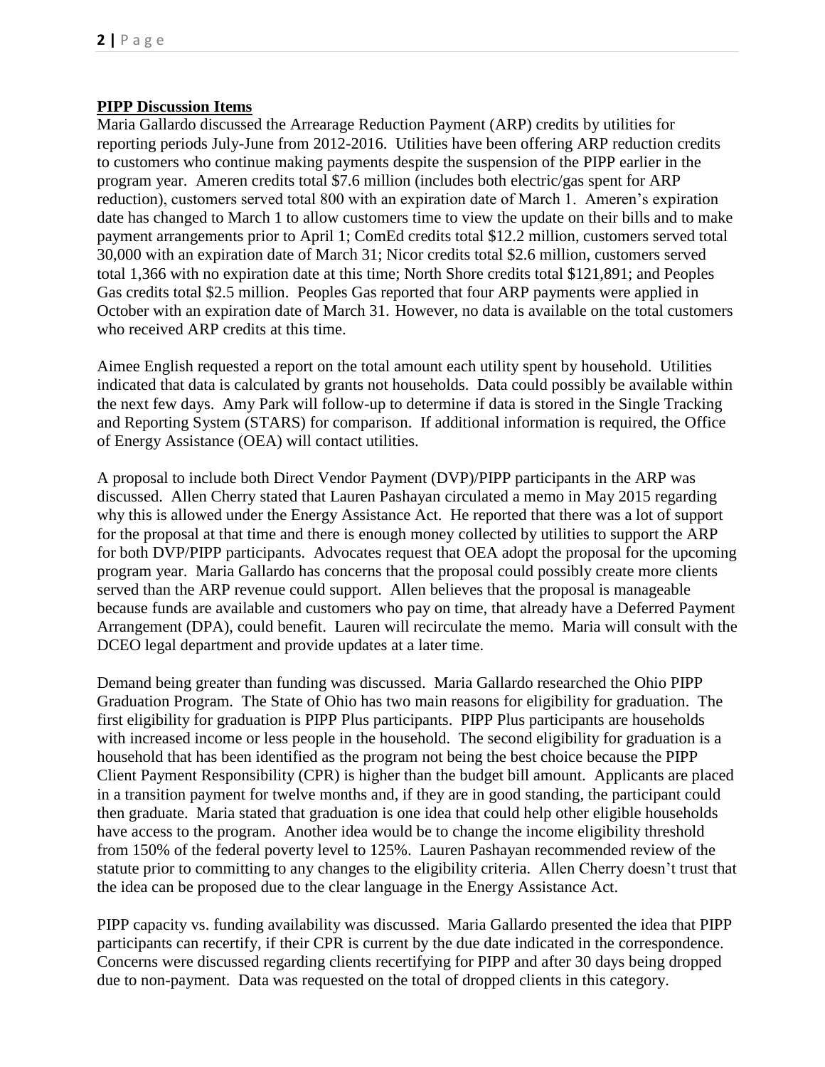## PIPP Discussion Items

Maria Gallardo discussed the Arrearage Reduction Payment (ARP) credits by utilities for reporting periods July-June from 2012-2016. Utilities have been offering ARP reduction credits to customers who continue making payments despite the suspension of the PIPP earlier in the program year. Ameren credits total $7.6 million (includes both electric/gas spent for ARP reduction), customers served total 800 with an expiration date of March 1. Ameren's expiration date has changed to March 1 to allow customers time to view the update on their bills and to make payment arrangements prior to April 1; ComEd credits total $12.2 million, customers served total 30,000 with an expiration date of March 31; Nicor credits total $2.6 million, customers served total 1,366 with no expiration date at this time; North Shore credits total $121,891; and Peoples Gas credits total $2.5 million. Peoples Gas reported that four ARP payments were applied in October with an expiration date of March 31. However, no data is available on the total customers who received ARP credits at this time.

Aimee English requested a report on the total amount each utility spent by household. Utilities indicated that data is calculated by grants not households. Data could possibly be available within the next few days. Amy Park will follow-up to determine if data is stored in the Single Tracking and Reporting System (STARS) for comparison. If additional information is required, the Office of Energy Assistance (OEA) will contact utilities.

A proposal to include both Direct Vendor Payment (DVP)/PIPP participants in the ARP was discussed. Allen Cherry stated that Lauren Pashayan circulated a memo in May 2015 regarding why this is allowed under the Energy Assistance Act. He reported that there was a lot of support for the proposal at that time and there is enough money collected by utilities to support the ARP for both DVP/PIPP participants. Advocates request that OEA adopt the proposal for the upcoming program year. Maria Gallardo has concerns that the proposal could possibly create more clients served than the ARP revenue could support. Allen believes that the proposal is manageable because funds are available and customers who pay on time, that already have a Deferred Payment Arrangement (DPA), could benefit. Lauren will recirculate the memo. Maria will consult with the DCEO legal department and provide updates at a later time.

Demand being greater than funding was discussed. Maria Gallardo researched the Ohio PIPP Graduation Program. The State of Ohio has two main reasons for eligibility for graduation. The first eligibility for graduation is PIPP Plus participants. PIPP Plus participants are households with increased income or less people in the household. The second eligibility for graduation is a household that has been identified as the program not being the best choice because the PIPP Client Payment Responsibility (CPR) is higher than the budget bill amount. Applicants are placed in a transition payment for twelve months and, if they are in good standing, the participant could then graduate. Maria stated that graduation is one idea that could help other eligible households have access to the program. Another idea would be to change the income eligibility threshold from 150% of the federal poverty level to 125%. Lauren Pashayan recommended review of the statute prior to committing to any changes to the eligibility criteria. Allen Cherry doesn't trust that the idea can be proposed due to the clear language in the Energy Assistance Act.

PIPP capacity vs. funding availability was discussed. Maria Gallardo presented the idea that PIPP participants can recertify, if their CPR is current by the due date indicated in the correspondence. Concerns were discussed regarding clients recertifying for PIPP and after 30 days being dropped due to non-payment. Data was requested on the total of dropped clients in this category.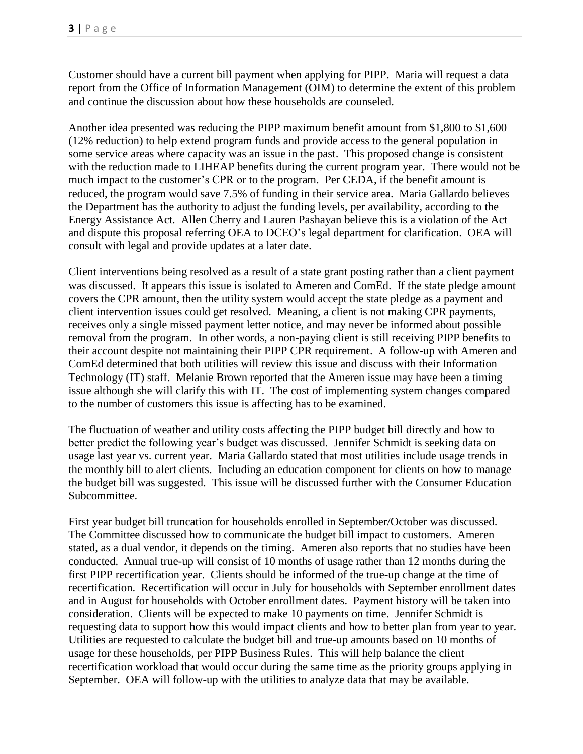Customer should have a current bill payment when applying for PIPP. Maria will request a data report from the Office of Information Management (OIM) to determine the extent of this problem and continue the discussion about how these households are counseled.

Another idea presented was reducing the PIPP maximum benefit amount from $1,800 to $1,600 (12% reduction) to help extend program funds and provide access to the general population in some service areas where capacity was an issue in the past. This proposed change is consistent with the reduction made to LIHEAP benefits during the current program year. There would not be much impact to the customer's CPR or to the program. Per CEDA, if the benefit amount is reduced, the program would save 7.5% of funding in their service area. Maria Gallardo believes the Department has the authority to adjust the funding levels, per availability, according to the Energy Assistance Act. Allen Cherry and Lauren Pashayan believe this is a violation of the Act and dispute this proposal referring OEA to DCEO's legal department for clarification. OEA will consult with legal and provide updates at a later date.

Client interventions being resolved as a result of a state grant posting rather than a client payment was discussed. It appears this issue is isolated to Ameren and ComEd. If the state pledge amount covers the CPR amount, then the utility system would accept the state pledge as a payment and client intervention issues could get resolved. Meaning, a client is not making CPR payments, receives only a single missed payment letter notice, and may never be informed about possible removal from the program. In other words, a non-paying client is still receiving PIPP benefits to their account despite not maintaining their PIPP CPR requirement. A follow-up with Ameren and ComEd determined that both utilities will review this issue and discuss with their Information Technology (IT) staff. Melanie Brown reported that the Ameren issue may have been a timing issue although she will clarify this with IT. The cost of implementing system changes compared to the number of customers this issue is affecting has to be examined.

The fluctuation of weather and utility costs affecting the PIPP budget bill directly and how to better predict the following year's budget was discussed. Jennifer Schmidt is seeking data on usage last year vs. current year. Maria Gallardo stated that most utilities include usage trends in the monthly bill to alert clients. Including an education component for clients on how to manage the budget bill was suggested. This issue will be discussed further with the Consumer Education Subcommittee.

First year budget bill truncation for households enrolled in September/October was discussed. The Committee discussed how to communicate the budget bill impact to customers. Ameren stated, as a dual vendor, it depends on the timing. Ameren also reports that no studies have been conducted. Annual true-up will consist of 10 months of usage rather than 12 months during the first PIPP recertification year. Clients should be informed of the true-up change at the time of recertification. Recertification will occur in July for households with September enrollment dates and in August for households with October enrollment dates. Payment history will be taken into consideration. Clients will be expected to make 10 payments on time. Jennifer Schmidt is requesting data to support how this would impact clients and how to better plan from year to year. Utilities are requested to calculate the budget bill and true-up amounts based on 10 months of usage for these households, per PIPP Business Rules. This will help balance the client recertification workload that would occur during the same time as the priority groups applying in September. OEA will follow-up with the utilities to analyze data that may be available.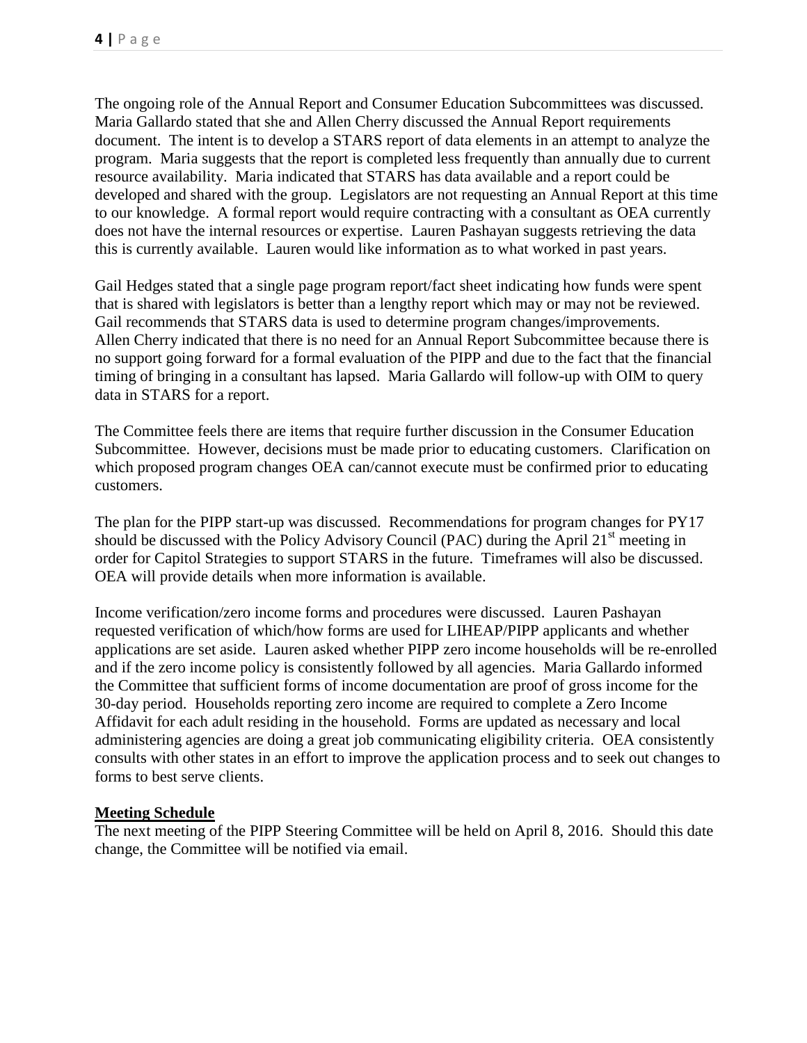The ongoing role of the Annual Report and Consumer Education Subcommittees was discussed. Maria Gallardo stated that she and Allen Cherry discussed the Annual Report requirements document. The intent is to develop a STARS report of data elements in an attempt to analyze the program. Maria suggests that the report is completed less frequently than annually due to current resource availability. Maria indicated that STARS has data available and a report could be developed and shared with the group. Legislators are not requesting an Annual Report at this time to our knowledge. A formal report would require contracting with a consultant as OEA currently does not have the internal resources or expertise. Lauren Pashayan suggests retrieving the data this is currently available. Lauren would like information as to what worked in past years.

Gail Hedges stated that a single page program report/fact sheet indicating how funds were spent that is shared with legislators is better than a lengthy report which may or may not be reviewed. Gail recommends that STARS data is used to determine program changes/improvements. Allen Cherry indicated that there is no need for an Annual Report Subcommittee because there is no support going forward for a formal evaluation of the PIPP and due to the fact that the financial timing of bringing in a consultant has lapsed. Maria Gallardo will follow-up with OIM to query data in STARS for a report.

The Committee feels there are items that require further discussion in the Consumer Education Subcommittee. However, decisions must be made prior to educating customers. Clarification on which proposed program changes OEA can/cannot execute must be confirmed prior to educating customers.

The plan for the PIPP start-up was discussed. Recommendations for program changes for PY17 should be discussed with the Policy Advisory Council (PAC) during the April 21st meeting in order for Capitol Strategies to support STARS in the future. Timeframes will also be discussed. OEA will provide details when more information is available.

Income verification/zero income forms and procedures were discussed. Lauren Pashayan requested verification of which/how forms are used for LIHEAP/PIPP applicants and whether applications are set aside. Lauren asked whether PIPP zero income households will be re-enrolled and if the zero income policy is consistently followed by all agencies. Maria Gallardo informed the Committee that sufficient forms of income documentation are proof of gross income for the 30-day period. Households reporting zero income are required to complete a Zero Income Affidavit for each adult residing in the household. Forms are updated as necessary and local administering agencies are doing a great job communicating eligibility criteria. OEA consistently consults with other states in an effort to improve the application process and to seek out changes to forms to best serve clients.

**Meeting Schedule**

The next meeting of the PIPP Steering Committee will be held on April 8, 2016. Should this date change, the Committee will be notified via email.